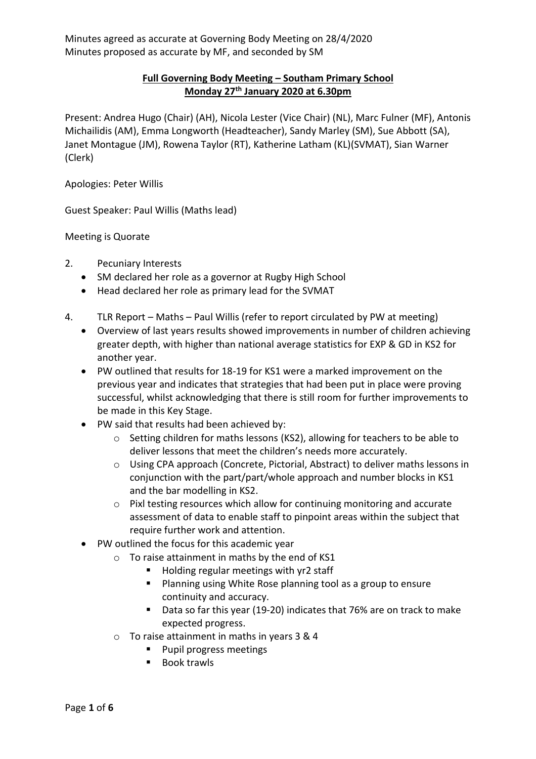Minutes agreed as accurate at Governing Body Meeting on 28/4/2020
Minutes proposed as accurate by MF, and seconded by SM

# Full Governing Body Meeting – Southam Primary School
## Monday 27th January 2020 at 6.30pm

Present: Andrea Hugo (Chair) (AH), Nicola Lester (Vice Chair) (NL), Marc Fulner (MF), Antonis Michailidis (AM), Emma Longworth (Headteacher), Sandy Marley (SM), Sue Abbott (SA), Janet Montague (JM), Rowena Taylor (RT), Katherine Latham (KL)(SVMAT), Sian Warner (Clerk)

Apologies: Peter Willis

Guest Speaker: Paul Willis (Maths lead)

Meeting is Quorate

2. Pecuniary Interests
   - SM declared her role as a governor at Rugby High School
   - Head declared her role as primary lead for the SVMAT

4. TLR Report – Maths – Paul Willis (refer to report circulated by PW at meeting)
   - Overview of last years results showed improvements in number of children achieving greater depth, with higher than national average statistics for EXP & GD in KS2 for another year.
   - PW outlined that results for 18-19 for KS1 were a marked improvement on the previous year and indicates that strategies that had been put in place were proving successful, whilst acknowledging that there is still room for further improvements to be made in this Key Stage.
   - PW said that results had been achieved by:
     - Setting children for maths lessons (KS2), allowing for teachers to be able to deliver lessons that meet the children's needs more accurately.
     - Using CPA approach (Concrete, Pictorial, Abstract) to deliver maths lessons in conjunction with the part/part/whole approach and number blocks in KS1 and the bar modelling in KS2.
     - Pixl testing resources which allow for continuing monitoring and accurate assessment of data to enable staff to pinpoint areas within the subject that require further work and attention.
   - PW outlined the focus for this academic year
     - To raise attainment in maths by the end of KS1
       - Holding regular meetings with yr2 staff
       - Planning using White Rose planning tool as a group to ensure continuity and accuracy.
       - Data so far this year (19-20) indicates that 76% are on track to make expected progress.
     - To raise attainment in maths in years 3 & 4
       - Pupil progress meetings
       - Book trawls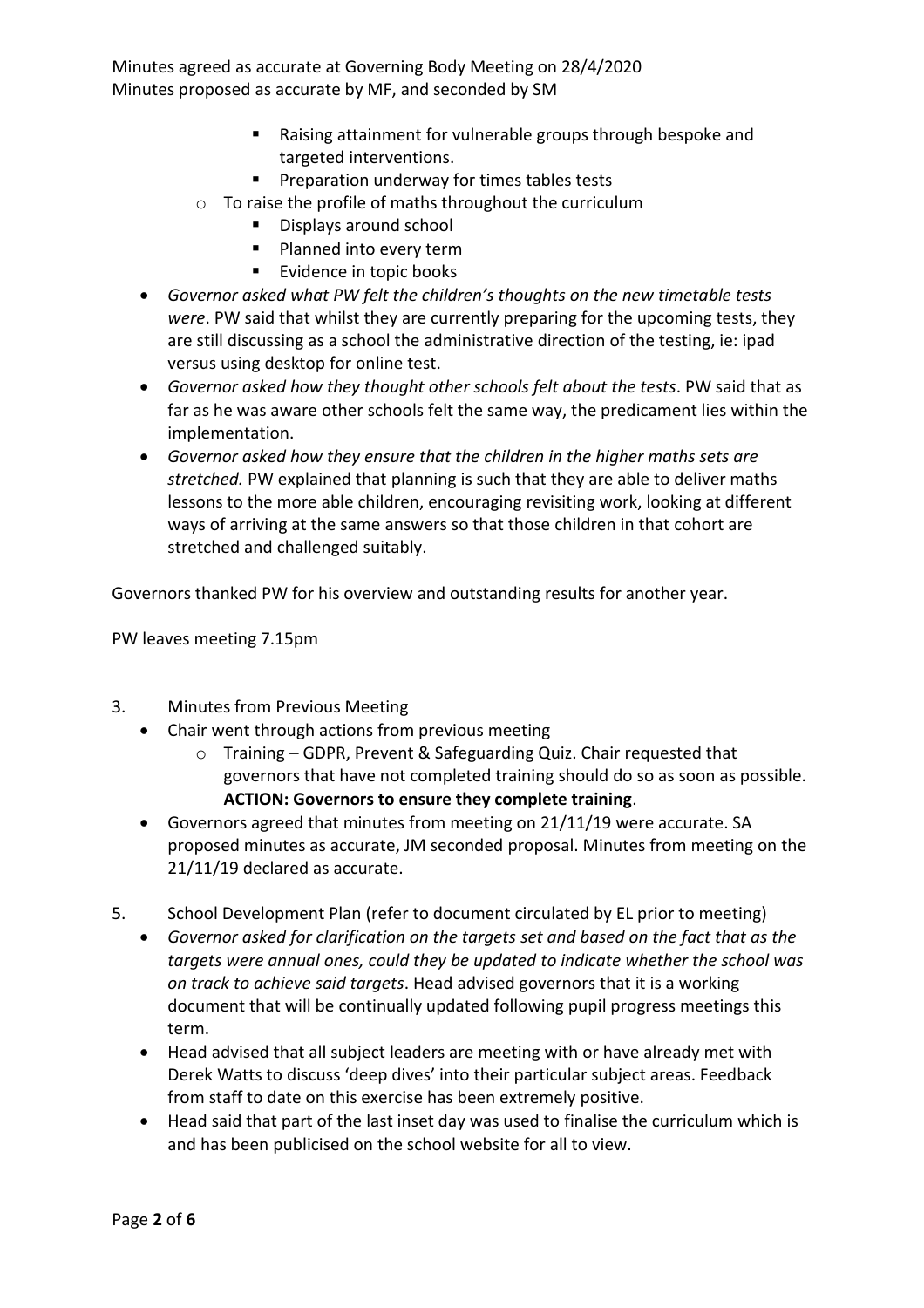Minutes agreed as accurate at Governing Body Meeting on 28/4/2020
Minutes proposed as accurate by MF, and seconded by SM

        - Raising attainment for vulnerable groups through bespoke and targeted interventions.
        - Preparation underway for times tables tests
    - To raise the profile of maths throughout the curriculum
        - Displays around school
        - Planned into every term
        - Evidence in topic books
- *Governor asked what PW felt the children's thoughts on the new timetable tests were*. PW said that whilst they are currently preparing for the upcoming tests, they are still discussing as a school the administrative direction of the testing, ie: ipad versus using desktop for online test.
- *Governor asked how they thought other schools felt about the tests*. PW said that as far as he was aware other schools felt the same way, the predicament lies within the implementation.
- *Governor asked how they ensure that the children in the higher maths sets are stretched.* PW explained that planning is such that they are able to deliver maths lessons to the more able children, encouraging revisiting work, looking at different ways of arriving at the same answers so that those children in that cohort are stretched and challenged suitably.

Governors thanked PW for his overview and outstanding results for another year.

PW leaves meeting 7.15pm

3. Minutes from Previous Meeting
    - Chair went through actions from previous meeting
        - Training – GDPR, Prevent & Safeguarding Quiz. Chair requested that governors that have not completed training should do so as soon as possible. **ACTION: Governors to ensure they complete training**.
    - Governors agreed that minutes from meeting on 21/11/19 were accurate. SA proposed minutes as accurate, JM seconded proposal. Minutes from meeting on the 21/11/19 declared as accurate.

5. School Development Plan (refer to document circulated by EL prior to meeting)
    - *Governor asked for clarification on the targets set and based on the fact that as the targets were annual ones, could they be updated to indicate whether the school was on track to achieve said targets*. Head advised governors that it is a working document that will be continually updated following pupil progress meetings this term.
    - Head advised that all subject leaders are meeting with or have already met with Derek Watts to discuss 'deep dives' into their particular subject areas. Feedback from staff to date on this exercise has been extremely positive.
    - Head said that part of the last inset day was used to finalise the curriculum which is and has been publicised on the school website for all to view.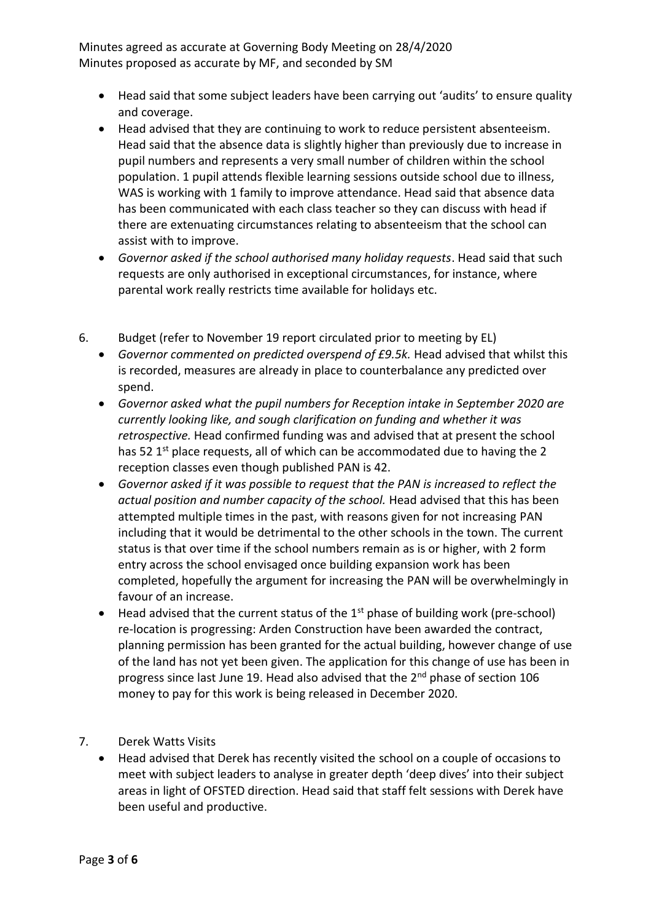Minutes agreed as accurate at Governing Body Meeting on 28/4/2020
Minutes proposed as accurate by MF, and seconded by SM

- Head said that some subject leaders have been carrying out 'audits' to ensure quality and coverage.
- Head advised that they are continuing to work to reduce persistent absenteeism. Head said that the absence data is slightly higher than previously due to increase in pupil numbers and represents a very small number of children within the school population. 1 pupil attends flexible learning sessions outside school due to illness, WAS is working with 1 family to improve attendance. Head said that absence data has been communicated with each class teacher so they can discuss with head if there are extenuating circumstances relating to absenteeism that the school can assist with to improve.
- *Governor asked if the school authorised many holiday requests*. Head said that such requests are only authorised in exceptional circumstances, for instance, where parental work really restricts time available for holidays etc.

6. Budget (refer to November 19 report circulated prior to meeting by EL)
   - *Governor commented on predicted overspend of £9.5k.* Head advised that whilst this is recorded, measures are already in place to counterbalance any predicted over spend.
   - *Governor asked what the pupil numbers for Reception intake in September 2020 are currently looking like, and sough clarification on funding and whether it was retrospective.* Head confirmed funding was and advised that at present the school has 52 1st place requests, all of which can be accommodated due to having the 2 reception classes even though published PAN is 42.
   - *Governor asked if it was possible to request that the PAN is increased to reflect the actual position and number capacity of the school.* Head advised that this has been attempted multiple times in the past, with reasons given for not increasing PAN including that it would be detrimental to the other schools in the town. The current status is that over time if the school numbers remain as is or higher, with 2 form entry across the school envisaged once building expansion work has been completed, hopefully the argument for increasing the PAN will be overwhelmingly in favour of an increase.
   - Head advised that the current status of the 1st phase of building work (pre-school) re-location is progressing: Arden Construction have been awarded the contract, planning permission has been granted for the actual building, however change of use of the land has not yet been given. The application for this change of use has been in progress since last June 19. Head also advised that the 2nd phase of section 106 money to pay for this work is being released in December 2020.

7. Derek Watts Visits
   - Head advised that Derek has recently visited the school on a couple of occasions to meet with subject leaders to analyse in greater depth 'deep dives' into their subject areas in light of OFSTED direction. Head said that staff felt sessions with Derek have been useful and productive.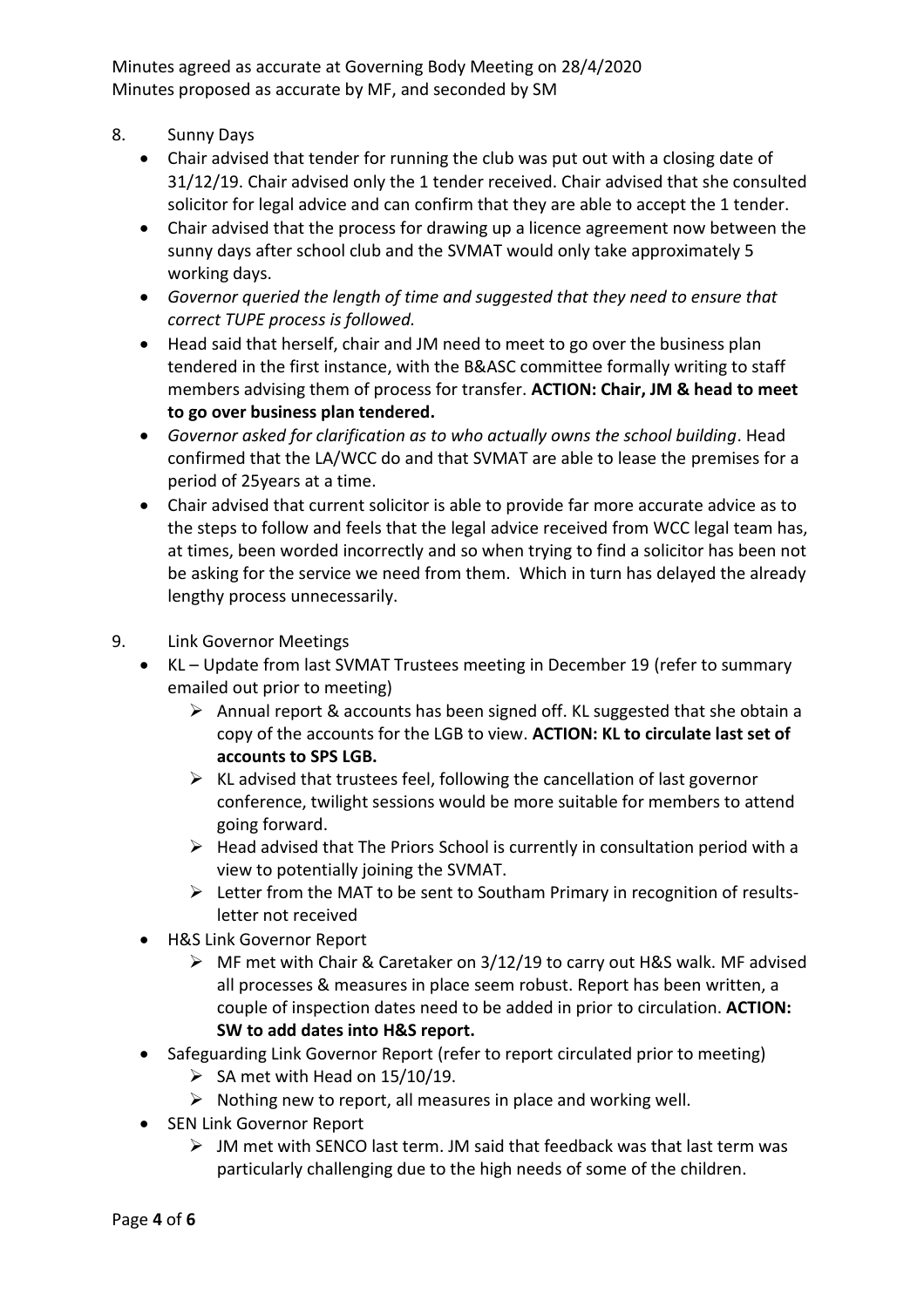Minutes agreed as accurate at Governing Body Meeting on 28/4/2020
Minutes proposed as accurate by MF, and seconded by SM

8. Sunny Days
   - Chair advised that tender for running the club was put out with a closing date of 31/12/19. Chair advised only the 1 tender received. Chair advised that she consulted solicitor for legal advice and can confirm that they are able to accept the 1 tender.
   - Chair advised that the process for drawing up a licence agreement now between the sunny days after school club and the SVMAT would only take approximately 5 working days.
   - *Governor queried the length of time and suggested that they need to ensure that correct TUPE process is followed.*
   - Head said that herself, chair and JM need to meet to go over the business plan tendered in the first instance, with the B&ASC committee formally writing to staff members advising them of process for transfer. **ACTION: Chair, JM & head to meet to go over business plan tendered.**
   - *Governor asked for clarification as to who actually owns the school building*. Head confirmed that the LA/WCC do and that SVMAT are able to lease the premises for a period of 25years at a time.
   - Chair advised that current solicitor is able to provide far more accurate advice as to the steps to follow and feels that the legal advice received from WCC legal team has, at times, been worded incorrectly and so when trying to find a solicitor has been not be asking for the service we need from them. Which in turn has delayed the already lengthy process unnecessarily.

9. Link Governor Meetings
   - KL – Update from last SVMAT Trustees meeting in December 19 (refer to summary emailed out prior to meeting)
     - Annual report & accounts has been signed off. KL suggested that she obtain a copy of the accounts for the LGB to view. **ACTION: KL to circulate last set of accounts to SPS LGB.**
     - KL advised that trustees feel, following the cancellation of last governor conference, twilight sessions would be more suitable for members to attend going forward.
     - Head advised that The Priors School is currently in consultation period with a view to potentially joining the SVMAT.
     - Letter from the MAT to be sent to Southam Primary in recognition of results- letter not received
   - H&S Link Governor Report
     - MF met with Chair & Caretaker on 3/12/19 to carry out H&S walk. MF advised all processes & measures in place seem robust. Report has been written, a couple of inspection dates need to be added in prior to circulation. **ACTION: SW to add dates into H&S report.**
   - Safeguarding Link Governor Report (refer to report circulated prior to meeting)
     - SA met with Head on 15/10/19.
     - Nothing new to report, all measures in place and working well.
   - SEN Link Governor Report
     - JM met with SENCO last term. JM said that feedback was that last term was particularly challenging due to the high needs of some of the children.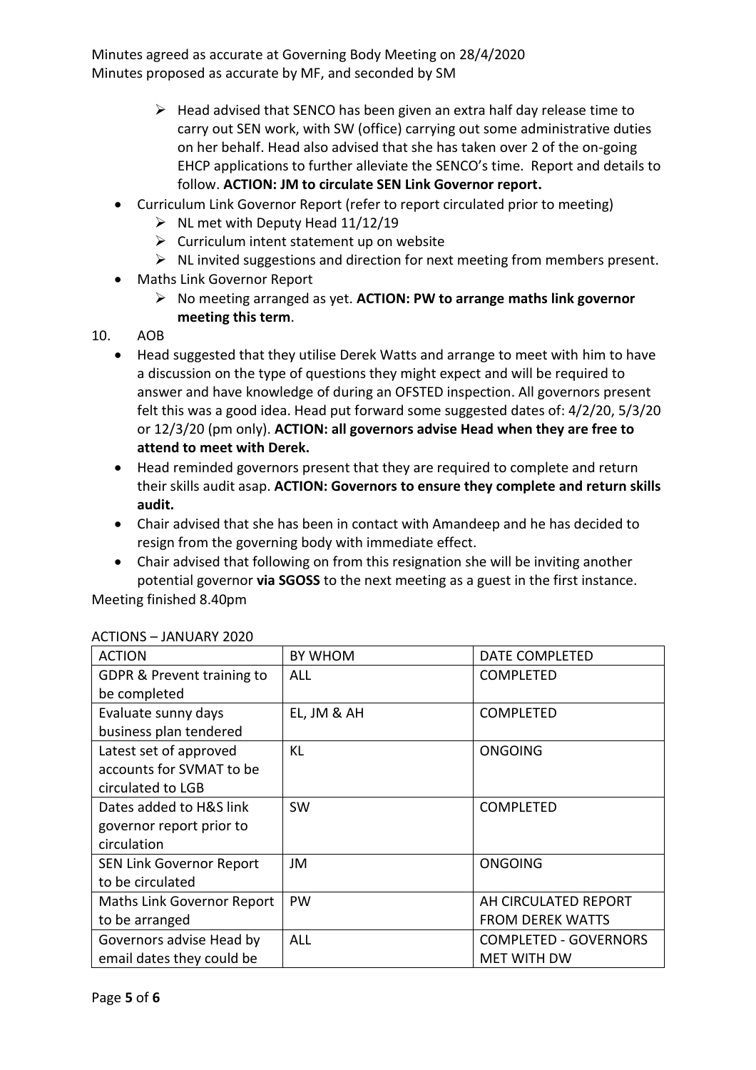Minutes agreed as accurate at Governing Body Meeting on 28/4/2020
Minutes proposed as accurate by MF, and seconded by SM

  - Head advised that SENCO has been given an extra half day release time to carry out SEN work, with SW (office) carrying out some administrative duties on her behalf. Head also advised that she has taken over 2 of the on-going EHCP applications to further alleviate the SENCO's time. Report and details to follow. **ACTION: JM to circulate SEN Link Governor report.**
- Curriculum Link Governor Report (refer to report circulated prior to meeting)
  - NL met with Deputy Head 11/12/19
  - Curriculum intent statement up on website
  - NL invited suggestions and direction for next meeting from members present.
- Maths Link Governor Report
  - No meeting arranged as yet. **ACTION: PW to arrange maths link governor meeting this term**.

10. AOB
    - Head suggested that they utilise Derek Watts and arrange to meet with him to have a discussion on the type of questions they might expect and will be required to answer and have knowledge of during an OFSTED inspection. All governors present felt this was a good idea. Head put forward some suggested dates of: 4/2/20, 5/3/20 or 12/3/20 (pm only). **ACTION: all governors advise Head when they are free to attend to meet with Derek.**
    - Head reminded governors present that they are required to complete and return their skills audit asap. **ACTION: Governors to ensure they complete and return skills audit.**
    - Chair advised that she has been in contact with Amandeep and he has decided to resign from the governing body with immediate effect.
    - Chair advised that following on from this resignation she will be inviting another potential governor **via SGOSS** to the next meeting as a guest in the first instance.

Meeting finished 8.40pm

ACTIONS – JANUARY 2020

| ACTION | BY WHOM | DATE COMPLETED |
|---|---|---|
| GDPR & Prevent training to be completed | ALL | COMPLETED |
| Evaluate sunny days business plan tendered | EL, JM & AH | COMPLETED |
| Latest set of approved accounts for SVMAT to be circulated to LGB | KL | ONGOING |
| Dates added to H&S link governor report prior to circulation | SW | COMPLETED |
| SEN Link Governor Report to be circulated | JM | ONGOING |
| Maths Link Governor Report to be arranged | PW | AH CIRCULATED REPORT FROM DEREK WATTS |
| Governors advise Head by email dates they could be | ALL | COMPLETED - GOVERNORS MET WITH DW |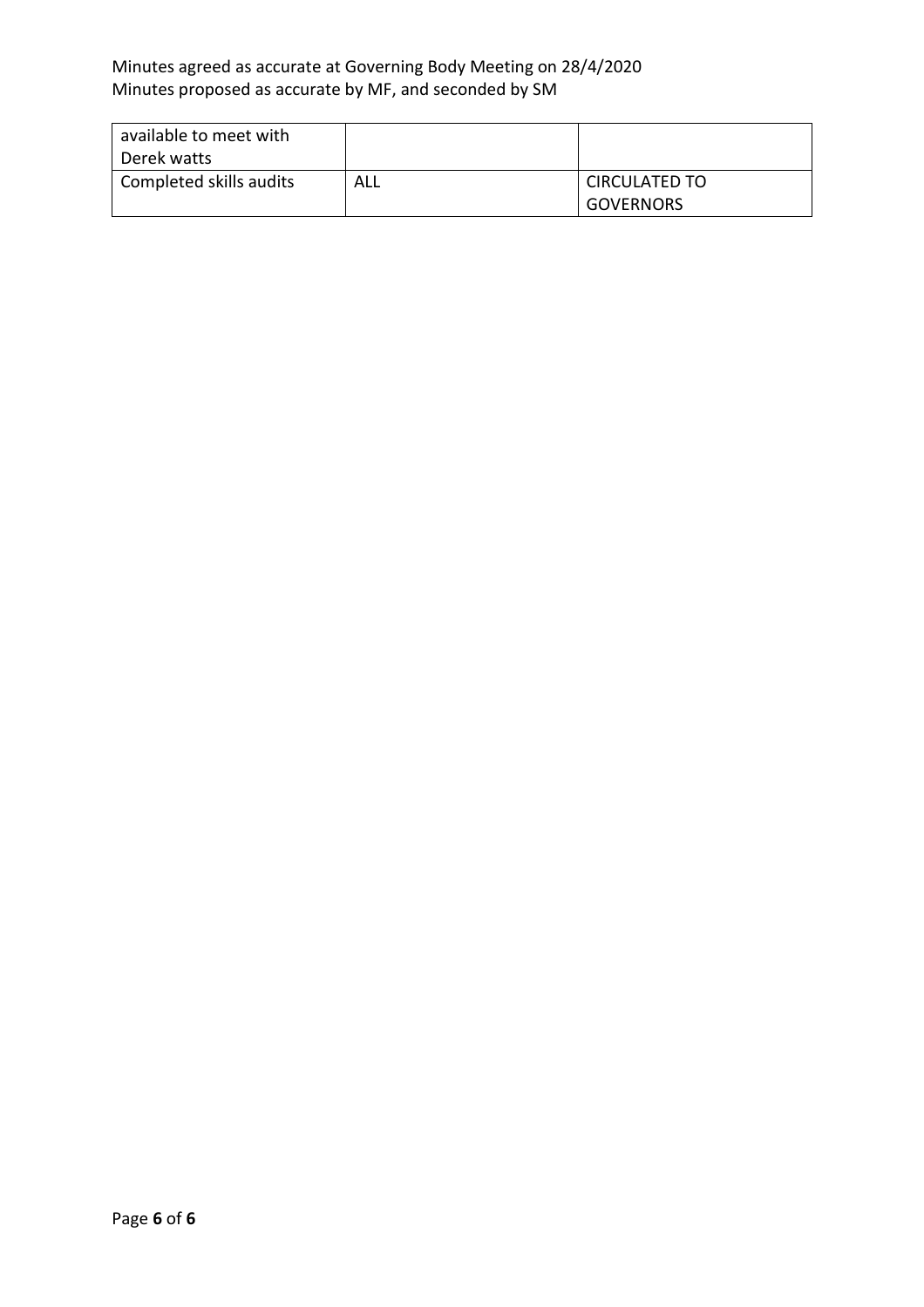| | | |
|---|---|---|
| available to meet with Derek watts | | |
| Completed skills audits | ALL | CIRCULATED TO GOVERNORS |